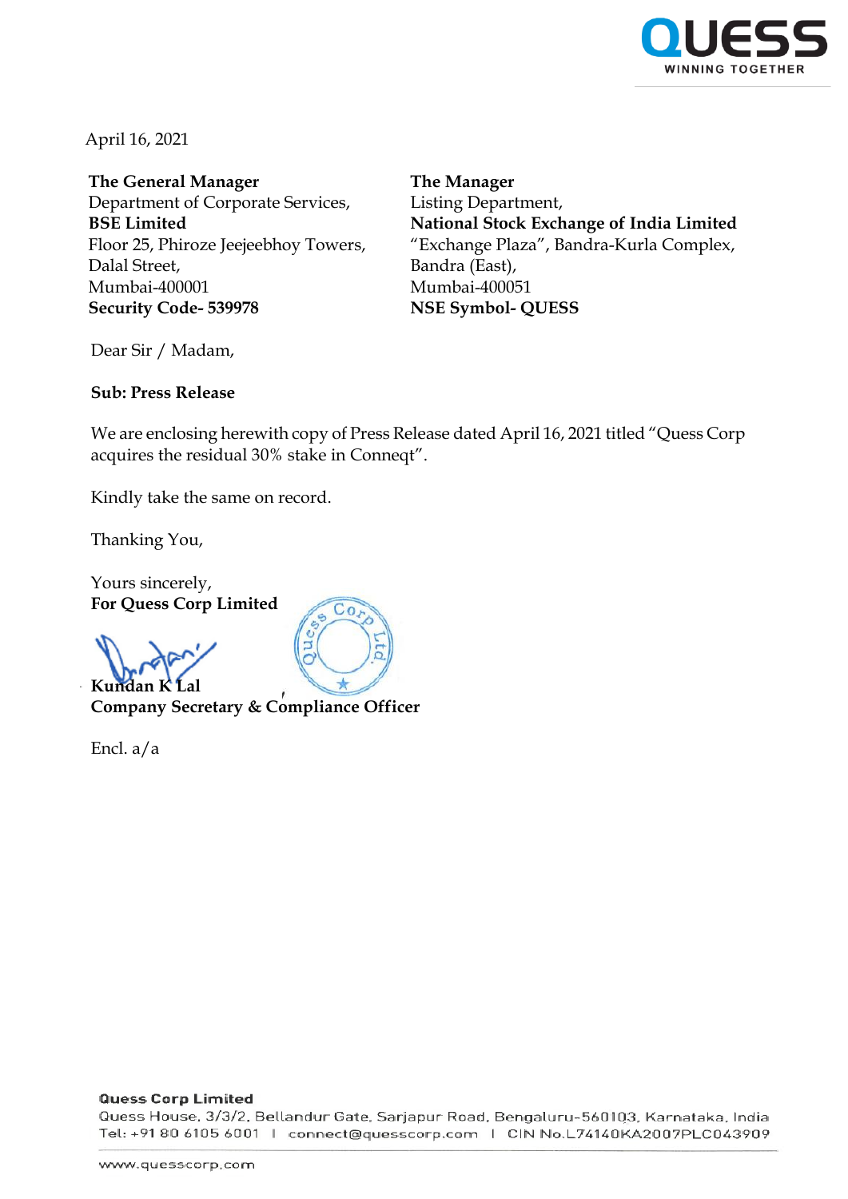April 16, 2021

**The General Manager**
Department of Corporate Services,
**BSE Limited**
Floor 25, Phiroze Jeejeebhoy Towers,
Dalal Street,
Mumbai-400001
**Security Code- 539978**

**The Manager**
Listing Department,
**National Stock Exchange of India Limited**
"Exchange Plaza", Bandra-Kurla Complex,
Bandra (East),
Mumbai-400051
**NSE Symbol- QUESS**

Dear Sir / Madam,

**Sub: Press Release**

We are enclosing herewith copy of Press Release dated April 16, 2021 titled "Quess Corp acquires the residual 30% stake in Conneqt".

Kindly take the same on record.

Thanking You,

Yours sincerely,
**For Quess Corp Limited**

**Kundan K Lal**
**Company Secretary & Compliance Officer**

Encl. a/a

**Quess Corp Limited**
Quess House, 3/3/2, Bellandur Gate, Sarjapur Road, Bengaluru-560103, Karnataka, India
Tel: +91 80 6105 6001 | connect@quesscorp.com | CIN No.L74140KA2007PLC043909

www.quesscorp.com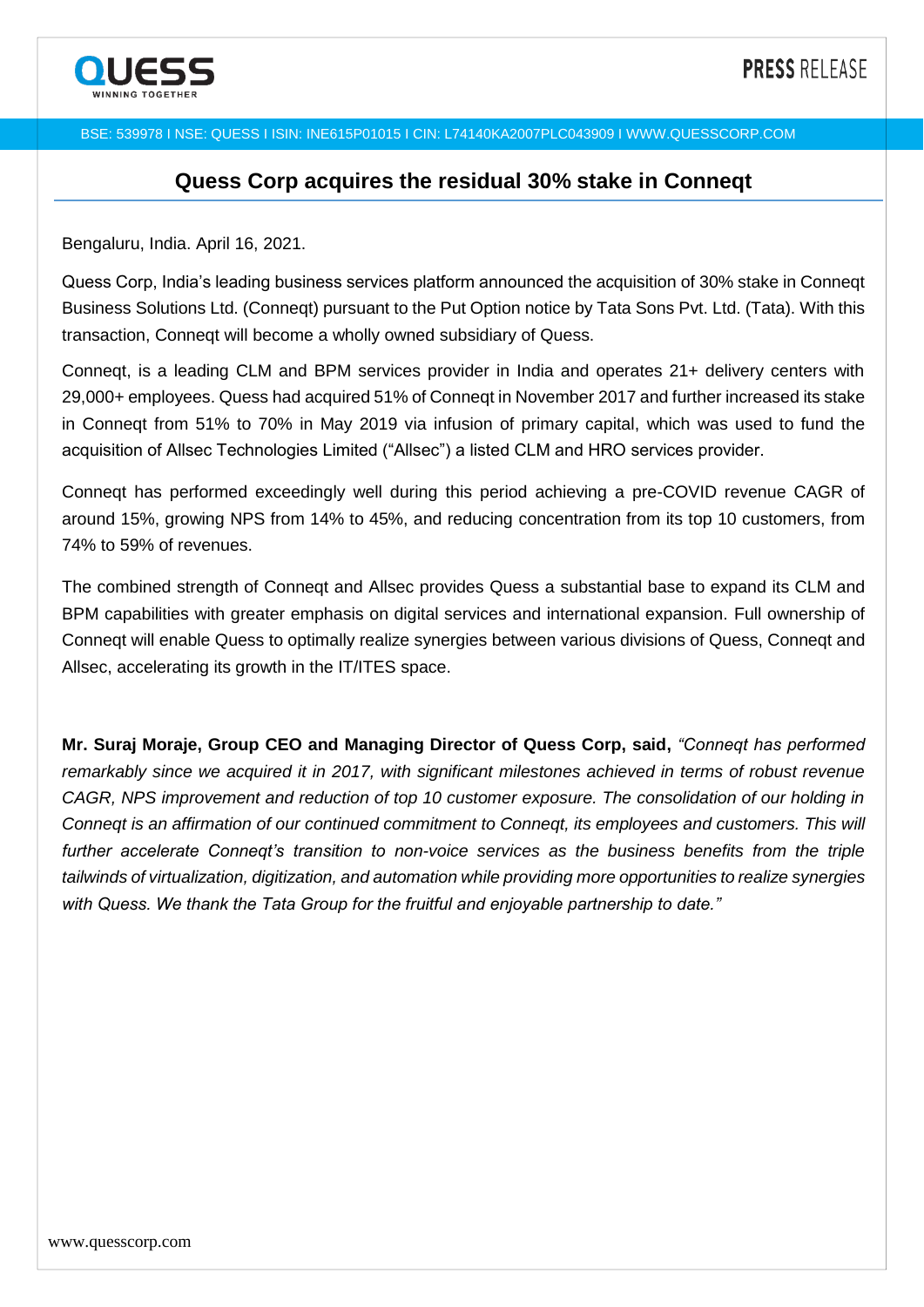# Quess Corp acquires the residual 30% stake in Conneqt

Bengaluru, India. April 16, 2021.

Quess Corp, India's leading business services platform announced the acquisition of 30% stake in Conneqt Business Solutions Ltd. (Conneqt) pursuant to the Put Option notice by Tata Sons Pvt. Ltd. (Tata). With this transaction, Conneqt will become a wholly owned subsidiary of Quess.

Conneqt, is a leading CLM and BPM services provider in India and operates 21+ delivery centers with 29,000+ employees. Quess had acquired 51% of Conneqt in November 2017 and further increased its stake in Conneqt from 51% to 70% in May 2019 via infusion of primary capital, which was used to fund the acquisition of Allsec Technologies Limited ("Allsec") a listed CLM and HRO services provider.

Conneqt has performed exceedingly well during this period achieving a pre-COVID revenue CAGR of around 15%, growing NPS from 14% to 45%, and reducing concentration from its top 10 customers, from 74% to 59% of revenues.

The combined strength of Conneqt and Allsec provides Quess a substantial base to expand its CLM and BPM capabilities with greater emphasis on digital services and international expansion. Full ownership of Conneqt will enable Quess to optimally realize synergies between various divisions of Quess, Conneqt and Allsec, accelerating its growth in the IT/ITES space.

**Mr. Suraj Moraje, Group CEO and Managing Director of Quess Corp, said,** *"Conneqt has performed remarkably since we acquired it in 2017, with significant milestones achieved in terms of robust revenue CAGR, NPS improvement and reduction of top 10 customer exposure. The consolidation of our holding in Conneqt is an affirmation of our continued commitment to Conneqt, its employees and customers. This will further accelerate Conneqt's transition to non-voice services as the business benefits from the triple tailwinds of virtualization, digitization, and automation while providing more opportunities to realize synergies with Quess. We thank the Tata Group for the fruitful and enjoyable partnership to date."*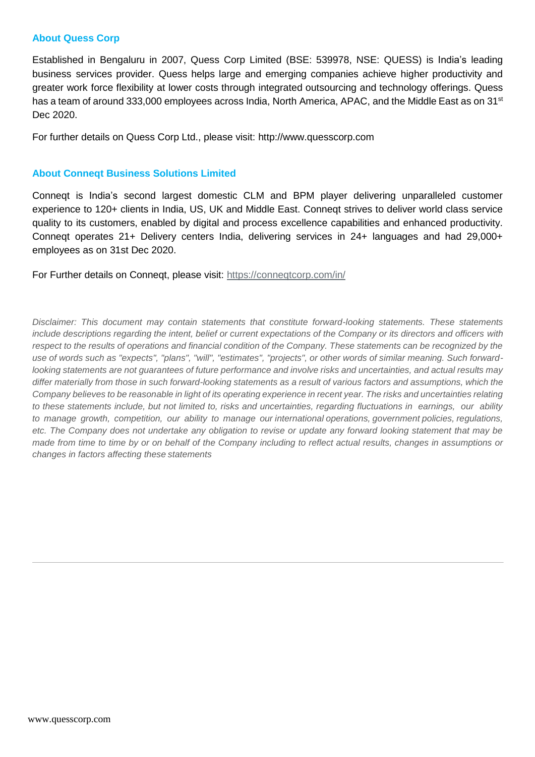## About Quess Corp

Established in Bengaluru in 2007, Quess Corp Limited (BSE: 539978, NSE: QUESS) is India's leading business services provider. Quess helps large and emerging companies achieve higher productivity and greater work force flexibility at lower costs through integrated outsourcing and technology offerings. Quess has a team of around 333,000 employees across India, North America, APAC, and the Middle East as on 31st Dec 2020.

For further details on Quess Corp Ltd., please visit: http://www.quesscorp.com

## About Conneqt Business Solutions Limited

Conneqt is India's second largest domestic CLM and BPM player delivering unparalleled customer experience to 120+ clients in India, US, UK and Middle East. Conneqt strives to deliver world class service quality to its customers, enabled by digital and process excellence capabilities and enhanced productivity. Conneqt operates 21+ Delivery centers India, delivering services in 24+ languages and had 29,000+ employees as on 31st Dec 2020.

For Further details on Conneqt, please visit: https://conneqtcorp.com/in/

*Disclaimer: This document may contain statements that constitute forward-looking statements. These statements include descriptions regarding the intent, belief or current expectations of the Company or its directors and officers with respect to the results of operations and financial condition of the Company. These statements can be recognized by the use of words such as "expects", "plans", "will", "estimates", "projects", or other words of similar meaning. Such forward-looking statements are not guarantees of future performance and involve risks and uncertainties, and actual results may differ materially from those in such forward-looking statements as a result of various factors and assumptions, which the Company believes to be reasonable in light of its operating experience in recent year. The risks and uncertainties relating to these statements include, but not limited to, risks and uncertainties, regarding fluctuations in earnings, our ability to manage growth, competition, our ability to manage our international operations, government policies, regulations, etc. The Company does not undertake any obligation to revise or update any forward looking statement that may be made from time to time by or on behalf of the Company including to reflect actual results, changes in assumptions or changes in factors affecting these statements*